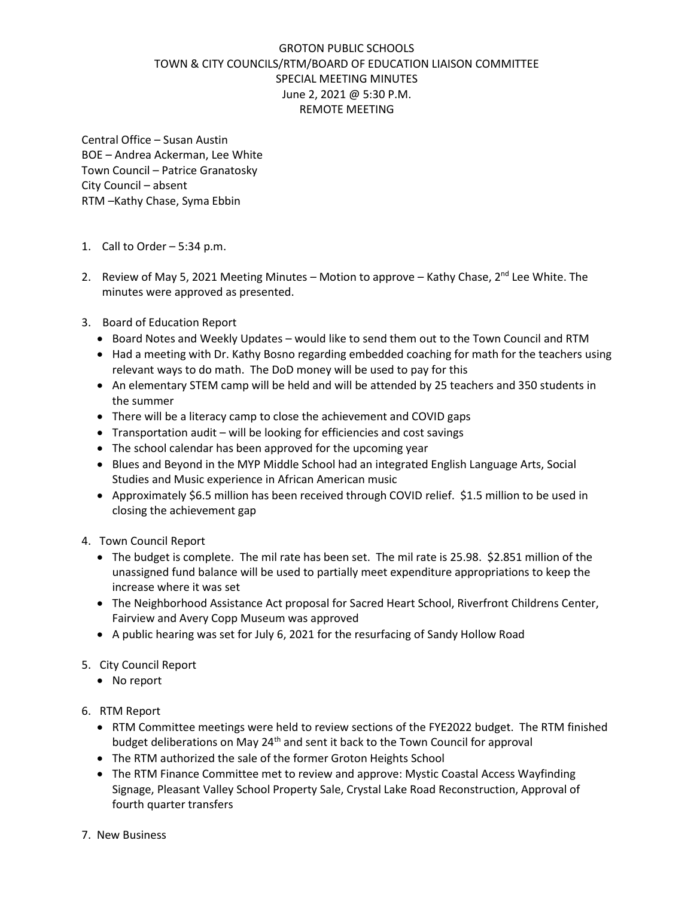# GROTON PUBLIC SCHOOLS
## TOWN & CITY COUNCILS/RTM/BOARD OF EDUCATION LIAISON COMMITTEE
## SPECIAL MEETING MINUTES
### June 2, 2021 @ 5:30 P.M.
### REMOTE MEETING

Central Office – Susan Austin
BOE – Andrea Ackerman, Lee White
Town Council – Patrice Granatosky
City Council – absent
RTM –Kathy Chase, Syma Ebbin

1. Call to Order – 5:34 p.m.

2. Review of May 5, 2021 Meeting Minutes – Motion to approve – Kathy Chase, 2nd Lee White. The minutes were approved as presented.

3. Board of Education Report
   - Board Notes and Weekly Updates – would like to send them out to the Town Council and RTM
   - Had a meeting with Dr. Kathy Bosno regarding embedded coaching for math for the teachers using relevant ways to do math. The DoD money will be used to pay for this
   - An elementary STEM camp will be held and will be attended by 25 teachers and 350 students in the summer
   - There will be a literacy camp to close the achievement and COVID gaps
   - Transportation audit – will be looking for efficiencies and cost savings
   - The school calendar has been approved for the upcoming year
   - Blues and Beyond in the MYP Middle School had an integrated English Language Arts, Social Studies and Music experience in African American music
   - Approximately $6.5 million has been received through COVID relief. $1.5 million to be used in closing the achievement gap

4. Town Council Report
   - The budget is complete. The mil rate has been set. The mil rate is 25.98. $2.851 million of the unassigned fund balance will be used to partially meet expenditure appropriations to keep the increase where it was set
   - The Neighborhood Assistance Act proposal for Sacred Heart School, Riverfront Childrens Center, Fairview and Avery Copp Museum was approved
   - A public hearing was set for July 6, 2021 for the resurfacing of Sandy Hollow Road

5. City Council Report
   - No report

6. RTM Report
   - RTM Committee meetings were held to review sections of the FYE2022 budget. The RTM finished budget deliberations on May 24th and sent it back to the Town Council for approval
   - The RTM authorized the sale of the former Groton Heights School
   - The RTM Finance Committee met to review and approve: Mystic Coastal Access Wayfinding Signage, Pleasant Valley School Property Sale, Crystal Lake Road Reconstruction, Approval of fourth quarter transfers

7. New Business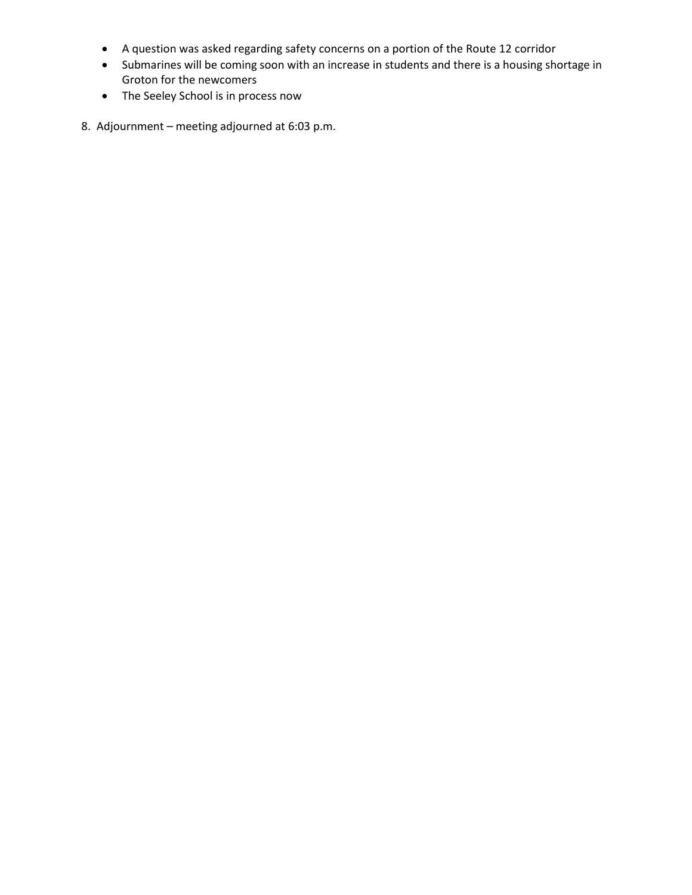- A question was asked regarding safety concerns on a portion of the Route 12 corridor
- Submarines will be coming soon with an increase in students and there is a housing shortage in Groton for the newcomers
- The Seeley School is in process now

8. Adjournment – meeting adjourned at 6:03 p.m.